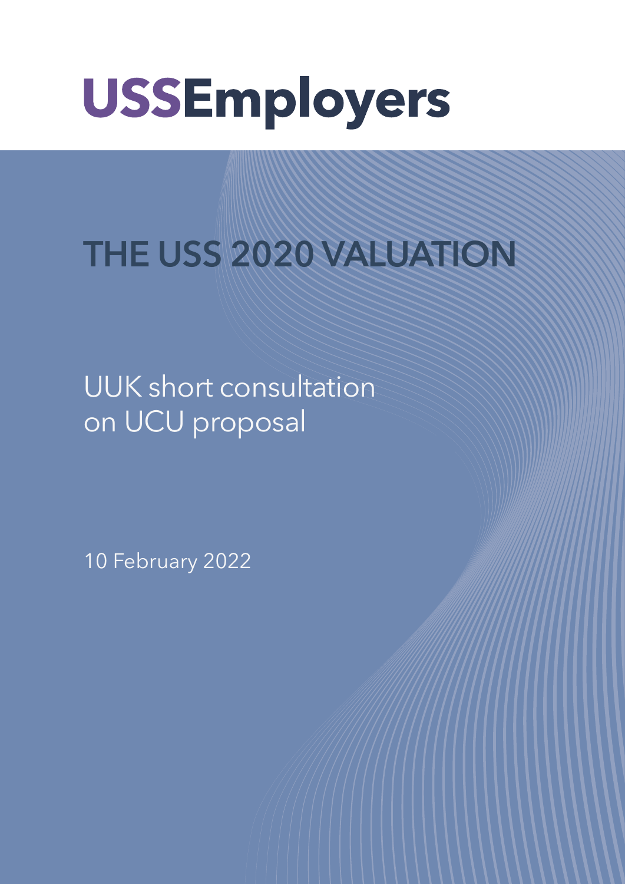# USSEmployers

## THE USS 2020 VALUATION

UUK short consultation on UCU proposal

10 February 2022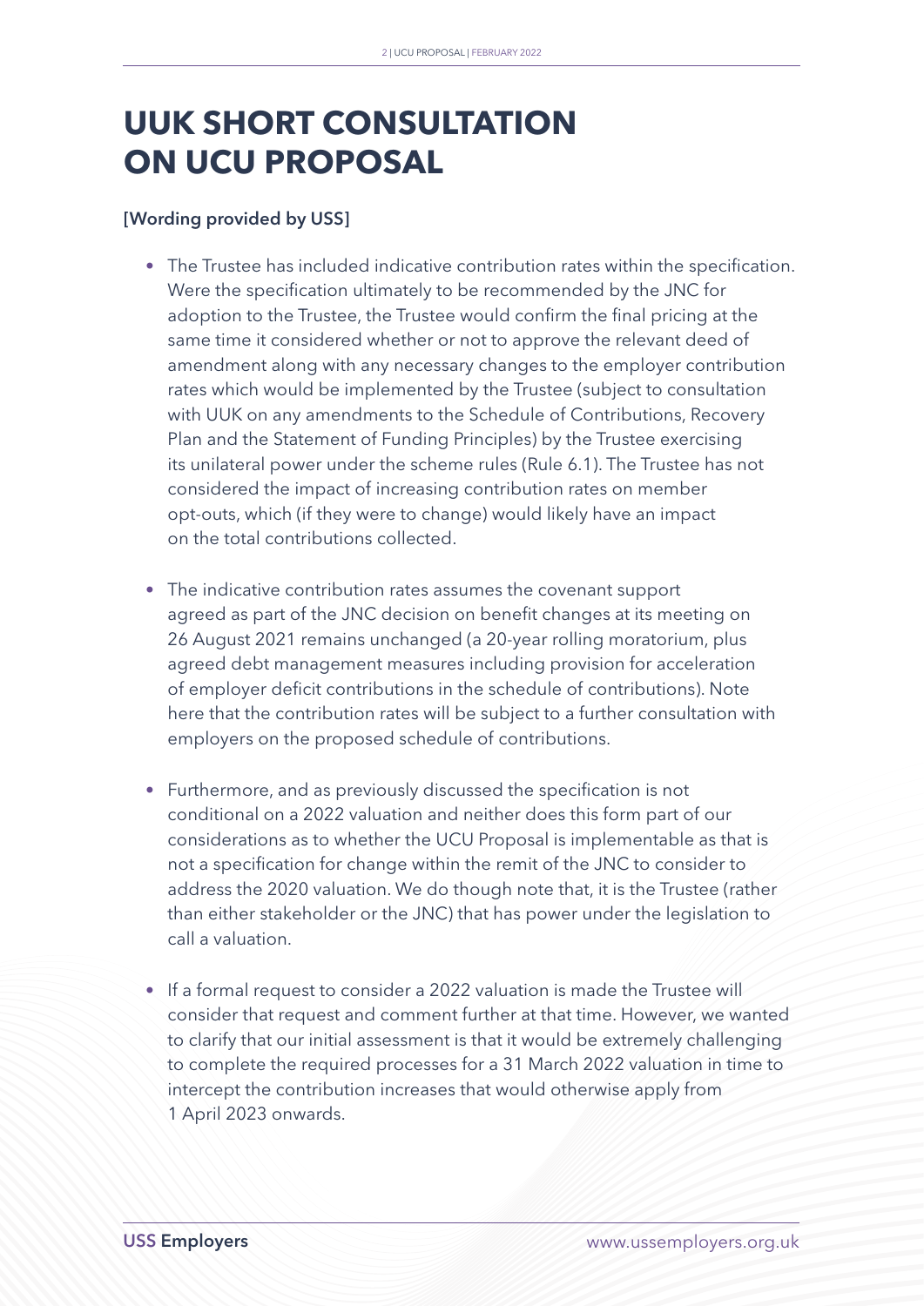# UUK SHORT CONSULTATION ON UCU PROPOSAL

**[Wording provided by USS]**

- The Trustee has included indicative contribution rates within the specification. Were the specification ultimately to be recommended by the JNC for adoption to the Trustee, the Trustee would confirm the final pricing at the same time it considered whether or not to approve the relevant deed of amendment along with any necessary changes to the employer contribution rates which would be implemented by the Trustee (subject to consultation with UUK on any amendments to the Schedule of Contributions, Recovery Plan and the Statement of Funding Principles) by the Trustee exercising its unilateral power under the scheme rules (Rule 6.1). The Trustee has not considered the impact of increasing contribution rates on member opt-outs, which (if they were to change) would likely have an impact on the total contributions collected.

- The indicative contribution rates assumes the covenant support agreed as part of the JNC decision on benefit changes at its meeting on 26 August 2021 remains unchanged (a 20-year rolling moratorium, plus agreed debt management measures including provision for acceleration of employer deficit contributions in the schedule of contributions). Note here that the contribution rates will be subject to a further consultation with employers on the proposed schedule of contributions.

- Furthermore, and as previously discussed the specification is not conditional on a 2022 valuation and neither does this form part of our considerations as to whether the UCU Proposal is implementable as that is not a specification for change within the remit of the JNC to consider to address the 2020 valuation. We do though note that, it is the Trustee (rather than either stakeholder or the JNC) that has power under the legislation to call a valuation.

- If a formal request to consider a 2022 valuation is made the Trustee will consider that request and comment further at that time. However, we wanted to clarify that our initial assessment is that it would be extremely challenging to complete the required processes for a 31 March 2022 valuation in time to intercept the contribution increases that would otherwise apply from 1 April 2023 onwards.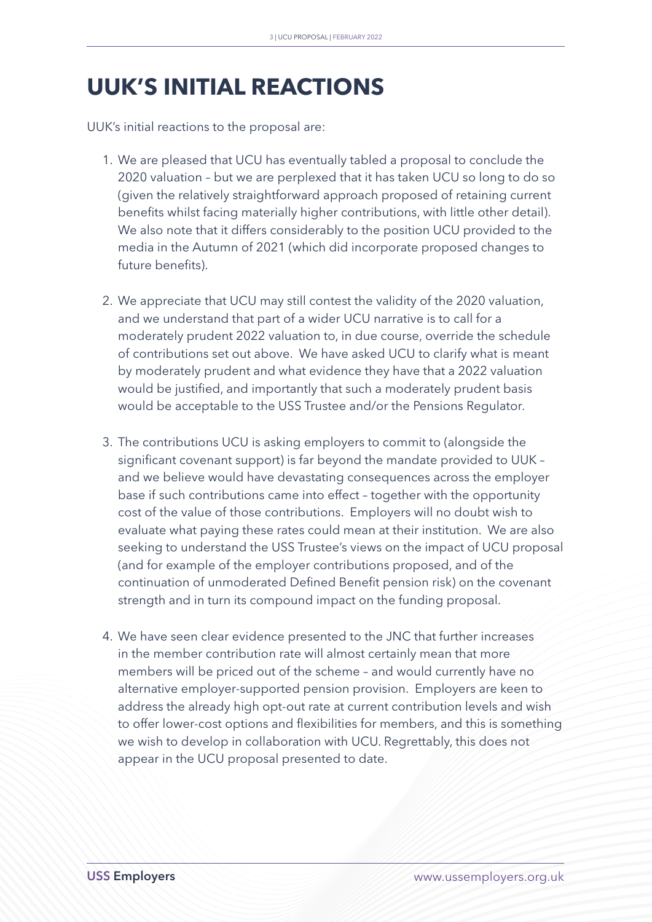# UUK'S INITIAL REACTIONS

UUK's initial reactions to the proposal are:

1. We are pleased that UCU has eventually tabled a proposal to conclude the 2020 valuation – but we are perplexed that it has taken UCU so long to do so (given the relatively straightforward approach proposed of retaining current benefits whilst facing materially higher contributions, with little other detail). We also note that it differs considerably to the position UCU provided to the media in the Autumn of 2021 (which did incorporate proposed changes to future benefits).

2. We appreciate that UCU may still contest the validity of the 2020 valuation, and we understand that part of a wider UCU narrative is to call for a moderately prudent 2022 valuation to, in due course, override the schedule of contributions set out above. We have asked UCU to clarify what is meant by moderately prudent and what evidence they have that a 2022 valuation would be justified, and importantly that such a moderately prudent basis would be acceptable to the USS Trustee and/or the Pensions Regulator.

3. The contributions UCU is asking employers to commit to (alongside the significant covenant support) is far beyond the mandate provided to UUK – and we believe would have devastating consequences across the employer base if such contributions came into effect – together with the opportunity cost of the value of those contributions. Employers will no doubt wish to evaluate what paying these rates could mean at their institution. We are also seeking to understand the USS Trustee's views on the impact of UCU proposal (and for example of the employer contributions proposed, and of the continuation of unmoderated Defined Benefit pension risk) on the covenant strength and in turn its compound impact on the funding proposal.

4. We have seen clear evidence presented to the JNC that further increases in the member contribution rate will almost certainly mean that more members will be priced out of the scheme – and would currently have no alternative employer-supported pension provision. Employers are keen to address the already high opt-out rate at current contribution levels and wish to offer lower-cost options and flexibilities for members, and this is something we wish to develop in collaboration with UCU. Regrettably, this does not appear in the UCU proposal presented to date.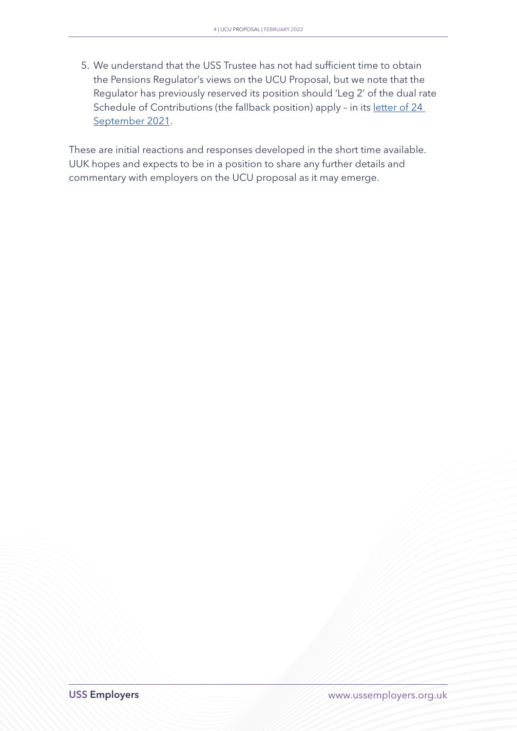5. We understand that the USS Trustee has not had sufficient time to obtain the Pensions Regulator's views on the UCU Proposal, but we note that the Regulator has previously reserved its position should 'Leg 2' of the dual rate Schedule of Contributions (the fallback position) apply – in its letter of 24 September 2021.

These are initial reactions and responses developed in the short time available. UUK hopes and expects to be in a position to share any further details and commentary with employers on the UCU proposal as it may emerge.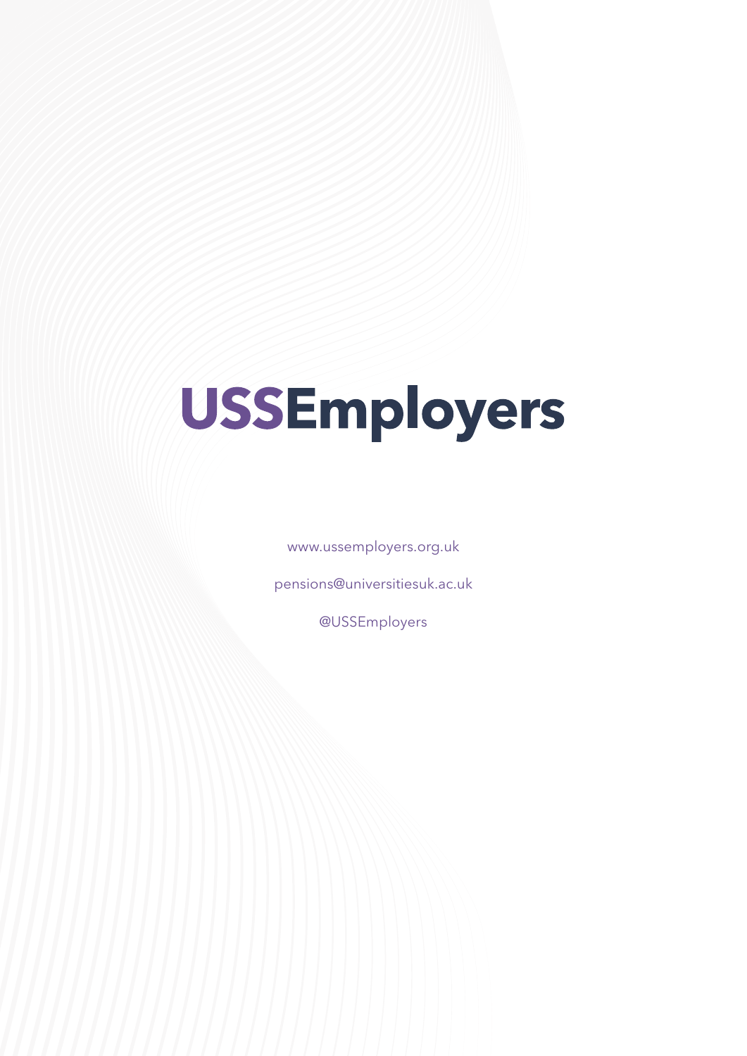# USSEmployers

www.ussemployers.org.uk

pensions@universitiesuk.ac.uk

@USSEmployers